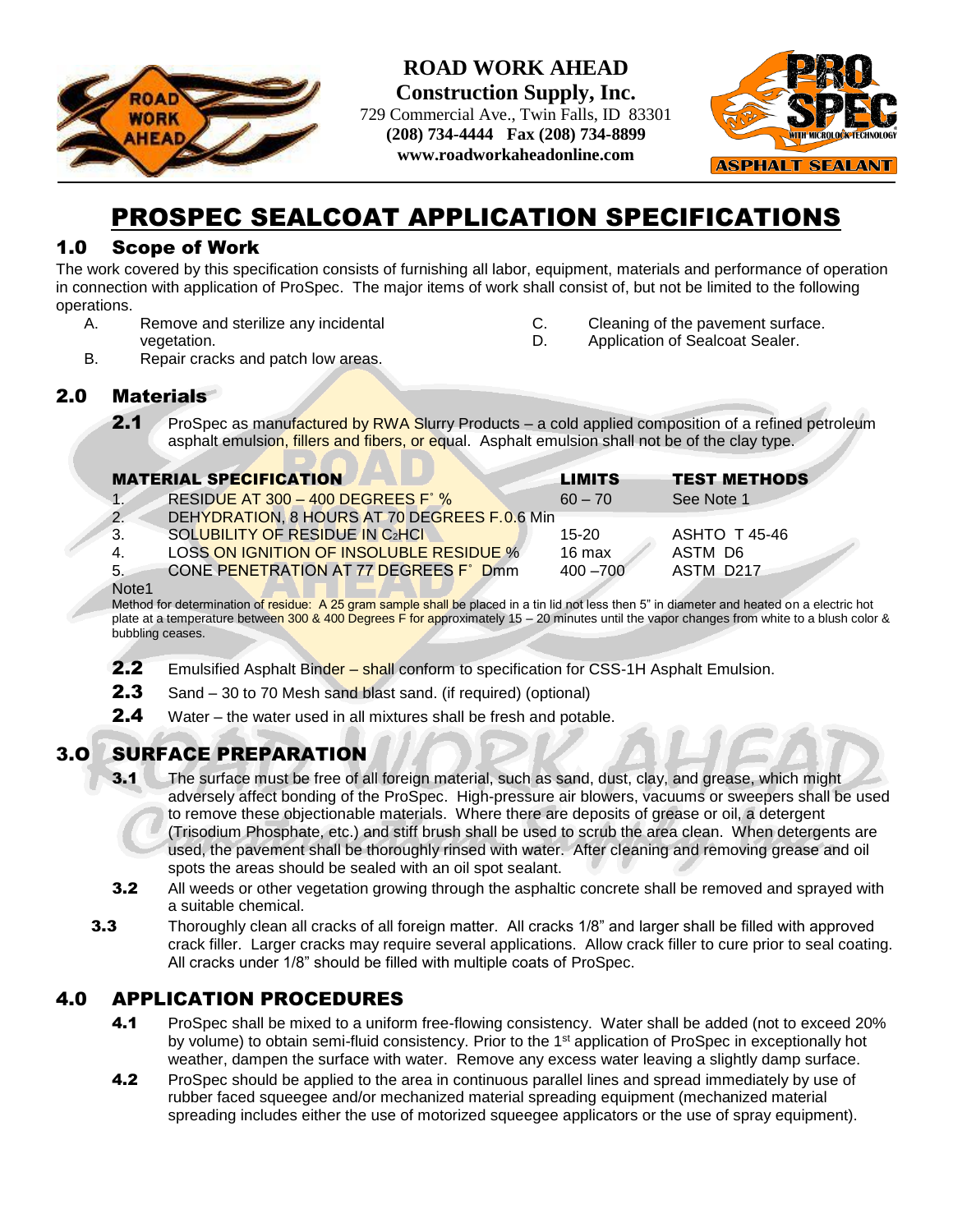**ROAD WORK AHEAD**
**Construction Supply, Inc.**
729 Commercial Ave., Twin Falls, ID 83301
**(208) 734-4444 Fax (208) 734-8899**
**www.roadworkaheadonline.com**

# PROSPEC SEALCOAT APPLICATION SPECIFICATIONS

## 1.0 Scope of Work

The work covered by this specification consists of furnishing all labor, equipment, materials and performance of operation in connection with application of ProSpec. The major items of work shall consist of, but not be limited to the following operations.

- A. Remove and sterilize any incidental vegetation.
- B. Repair cracks and patch low areas.
- C. Cleaning of the pavement surface.
- D. Application of Sealcoat Sealer.

## 2.0 Materials

**2.1** ProSpec as manufactured by RWA Slurry Products – a cold applied composition of a refined petroleum asphalt emulsion, fillers and fibers, or equal. Asphalt emulsion shall not be of the clay type.

| | MATERIAL SPECIFICATION | LIMITS | TEST METHODS |
|---|---|---|---|
| 1. | RESIDUE AT 300 – 400 DEGREES F˚ % | 60 – 70 | See Note 1 |
| 2. | DEHYDRATION, 8 HOURS AT 70 DEGREES F.0.6 Min | | |
| 3. | SOLUBILITY OF RESIDUE IN $C_2HCl$ | 15-20 | ASHTO T 45-46 |
| 4. | LOSS ON IGNITION OF INSOLUBLE RESIDUE % | 16 max | ASTM D6 |
| 5. | CONE PENETRATION AT 77 DEGREES F˚ Dmm | 400 –700 | ASTM D217 |

Note1
Method for determination of residue: A 25 gram sample shall be placed in a tin lid not less then 5" in diameter and heated on a electric hot plate at a temperature between 300 & 400 Degrees F for approximately 15 – 20 minutes until the vapor changes from white to a blush color & bubbling ceases.

**2.2** Emulsified Asphalt Binder – shall conform to specification for CSS-1H Asphalt Emulsion.

**2.3** Sand – 30 to 70 Mesh sand blast sand. (if required) (optional)

**2.4** Water – the water used in all mixtures shall be fresh and potable.

## 3.O SURFACE PREPARATION

**3.1** The surface must be free of all foreign material, such as sand, dust, clay, and grease, which might adversely affect bonding of the ProSpec. High-pressure air blowers, vacuums or sweepers shall be used to remove these objectionable materials. Where there are deposits of grease or oil, a detergent (Trisodium Phosphate, etc.) and stiff brush shall be used to scrub the area clean. When detergents are used, the pavement shall be thoroughly rinsed with water. After cleaning and removing grease and oil spots the areas should be sealed with an oil spot sealant.

**3.2** All weeds or other vegetation growing through the asphaltic concrete shall be removed and sprayed with a suitable chemical.

**3.3** Thoroughly clean all cracks of all foreign matter. All cracks 1/8" and larger shall be filled with approved crack filler. Larger cracks may require several applications. Allow crack filler to cure prior to seal coating. All cracks under 1/8" should be filled with multiple coats of ProSpec.

## 4.0 APPLICATION PROCEDURES

**4.1** ProSpec shall be mixed to a uniform free-flowing consistency. Water shall be added (not to exceed 20% by volume) to obtain semi-fluid consistency. Prior to the 1st application of ProSpec in exceptionally hot weather, dampen the surface with water. Remove any excess water leaving a slightly damp surface.

**4.2** ProSpec should be applied to the area in continuous parallel lines and spread immediately by use of rubber faced squeegee and/or mechanized material spreading equipment (mechanized material spreading includes either the use of motorized squeegee applicators or the use of spray equipment).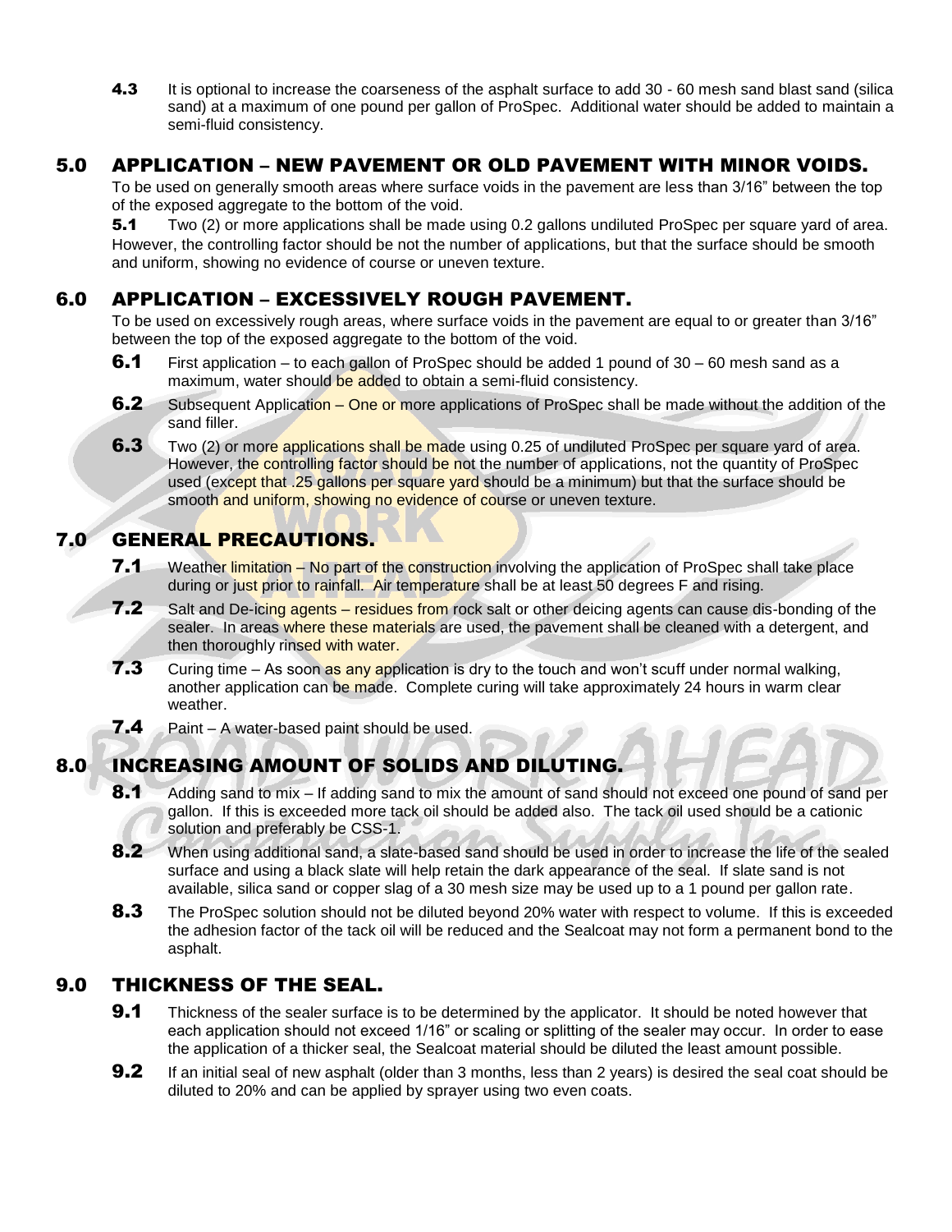**4.3** It is optional to increase the coarseness of the asphalt surface to add 30 - 60 mesh sand blast sand (silica sand) at a maximum of one pound per gallon of ProSpec. Additional water should be added to maintain a semi-fluid consistency.

## 5.0 APPLICATION – NEW PAVEMENT OR OLD PAVEMENT WITH MINOR VOIDS.

To be used on generally smooth areas where surface voids in the pavement are less than 3/16" between the top of the exposed aggregate to the bottom of the void.

**5.1** Two (2) or more applications shall be made using 0.2 gallons undiluted ProSpec per square yard of area. However, the controlling factor should be not the number of applications, but that the surface should be smooth and uniform, showing no evidence of course or uneven texture.

## 6.0 APPLICATION – EXCESSIVELY ROUGH PAVEMENT.

To be used on excessively rough areas, where surface voids in the pavement are equal to or greater than 3/16" between the top of the exposed aggregate to the bottom of the void.

**6.1** First application – to each gallon of ProSpec should be added 1 pound of 30 – 60 mesh sand as a maximum, water should be added to obtain a semi-fluid consistency.

**6.2** Subsequent Application – One or more applications of ProSpec shall be made without the addition of the sand filler.

**6.3** Two (2) or more applications shall be made using 0.25 of undiluted ProSpec per square yard of area. However, the controlling factor should be not the number of applications, not the quantity of ProSpec used (except that .25 gallons per square yard should be a minimum) but that the surface should be smooth and uniform, showing no evidence of course or uneven texture.

## 7.0 GENERAL PRECAUTIONS.

**7.1** Weather limitation – No part of the construction involving the application of ProSpec shall take place during or just prior to rainfall. Air temperature shall be at least 50 degrees F and rising.

**7.2** Salt and De-icing agents – residues from rock salt or other deicing agents can cause dis-bonding of the sealer. In areas where these materials are used, the pavement shall be cleaned with a detergent, and then thoroughly rinsed with water.

**7.3** Curing time – As soon as any application is dry to the touch and won't scuff under normal walking, another application can be made. Complete curing will take approximately 24 hours in warm clear weather.

**7.4** Paint – A water-based paint should be used.

## 8.0 INCREASING AMOUNT OF SOLIDS AND DILUTING.

**8.1** Adding sand to mix – If adding sand to mix the amount of sand should not exceed one pound of sand per gallon. If this is exceeded more tack oil should be added also. The tack oil used should be a cationic solution and preferably be CSS-1.

**8.2** When using additional sand, a slate-based sand should be used in order to increase the life of the sealed surface and using a black slate will help retain the dark appearance of the seal. If slate sand is not available, silica sand or copper slag of a 30 mesh size may be used up to a 1 pound per gallon rate.

**8.3** The ProSpec solution should not be diluted beyond 20% water with respect to volume. If this is exceeded the adhesion factor of the tack oil will be reduced and the Sealcoat may not form a permanent bond to the asphalt.

## 9.0 THICKNESS OF THE SEAL.

**9.1** Thickness of the sealer surface is to be determined by the applicator. It should be noted however that each application should not exceed 1/16" or scaling or splitting of the sealer may occur. In order to ease the application of a thicker seal, the Sealcoat material should be diluted the least amount possible.

**9.2** If an initial seal of new asphalt (older than 3 months, less than 2 years) is desired the seal coat should be diluted to 20% and can be applied by sprayer using two even coats.